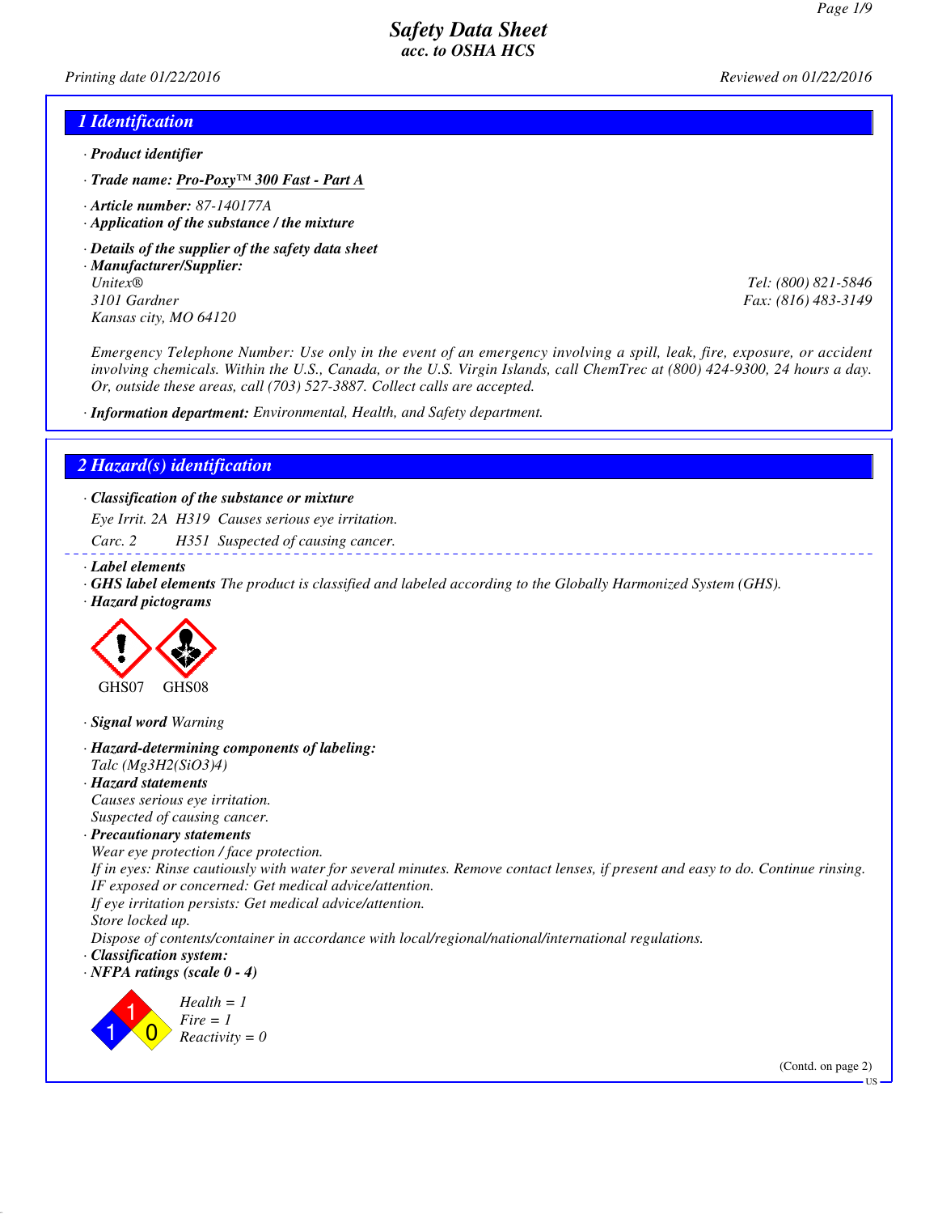# Safety Data Sheet
*acc. to OSHA HCS*

Printing date 01/22/2016 Reviewed on 01/22/2016

## 1 Identification

· **Product identifier**

· **Trade name:** Pro-Poxy™ 300 Fast - Part A

· **Article number:** 87-140177A

· **Application of the substance / the mixture**

· **Details of the supplier of the safety data sheet**

· **Manufacturer/Supplier:**

Unitex®
3101 Gardner
Kansas city, MO 64120

Tel: (800) 821-5846
Fax: (816) 483-3149

Emergency Telephone Number: Use only in the event of an emergency involving a spill, leak, fire, exposure, or accident involving chemicals. Within the U.S., Canada, or the U.S. Virgin Islands, call ChemTrec at (800) 424-9300, 24 hours a day. Or, outside these areas, call (703) 527-3887. Collect calls are accepted.

· **Information department:** Environmental, Health, and Safety department.

## 2 Hazard(s) identification

· **Classification of the substance or mixture**

Eye Irrit. 2A H319 Causes serious eye irritation.

Carc. 2 H351 Suspected of causing cancer.

· **Label elements**

· **GHS label elements** The product is classified and labeled according to the Globally Harmonized System (GHS).

· **Hazard pictograms**

GHS07 GHS08

· **Signal word** Warning

· **Hazard-determining components of labeling:**

Talc ($Mg_3H_2(SiO_3)_4$)

· **Hazard statements**

Causes serious eye irritation.
Suspected of causing cancer.

· **Precautionary statements**

Wear eye protection / face protection.
If in eyes: Rinse cautiously with water for several minutes. Remove contact lenses, if present and easy to do. Continue rinsing.
IF exposed or concerned: Get medical advice/attention.
If eye irritation persists: Get medical advice/attention.
Store locked up.
Dispose of contents/container in accordance with local/regional/national/international regulations.

· **Classification system:**

· **NFPA ratings (scale 0 - 4)**

Health = 1
Fire = 1
Reactivity = 0

(Contd. on page 2)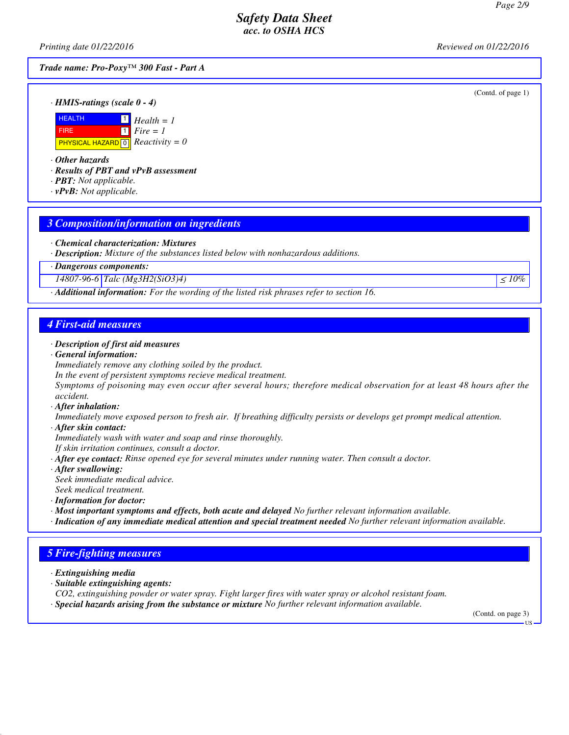Trade name: Pro-Poxy™ 300 Fast - Part A

(Contd. of page 1)

· **HMIS-ratings (scale 0 - 4)**

| | | |
|---|---|---|
| HEALTH | 1 | Health = 1 |
| FIRE | 1 | Fire = 1 |
| PHYSICAL HAZARD | 0 | Reactivity = 0 |

· **Other hazards**
· **Results of PBT and vPvB assessment**
· **PBT:** Not applicable.
· **vPvB:** Not applicable.

## 3 Composition/information on ingredients

· **Chemical characterization: Mixtures**
· **Description:** Mixture of the substances listed below with nonhazardous additions.

| · Dangerous components: | | |
|---|---|---|
| 14807-96-6 | Talc ($Mg_3H_2(SiO_3)_4$) | ≤ 10% |

· **Additional information:** For the wording of the listed risk phrases refer to section 16.

## 4 First-aid measures

· **Description of first aid measures**
· **General information:**
Immediately remove any clothing soiled by the product.
In the event of persistent symptoms recieve medical treatment.
Symptoms of poisoning may even occur after several hours; therefore medical observation for at least 48 hours after the accident.
· **After inhalation:**
Immediately move exposed person to fresh air. If breathing difficulty persists or develops get prompt medical attention.
· **After skin contact:**
Immediately wash with water and soap and rinse thoroughly.
If skin irritation continues, consult a doctor.
· **After eye contact:** Rinse opened eye for several minutes under running water. Then consult a doctor.
· **After swallowing:**
Seek immediate medical advice.
Seek medical treatment.
· **Information for doctor:**
· **Most important symptoms and effects, both acute and delayed** No further relevant information available.
· **Indication of any immediate medical attention and special treatment needed** No further relevant information available.

## 5 Fire-fighting measures

· **Extinguishing media**
· **Suitable extinguishing agents:**
$CO_2$, extinguishing powder or water spray. Fight larger fires with water spray or alcohol resistant foam.
· **Special hazards arising from the substance or mixture** No further relevant information available.

(Contd. on page 3)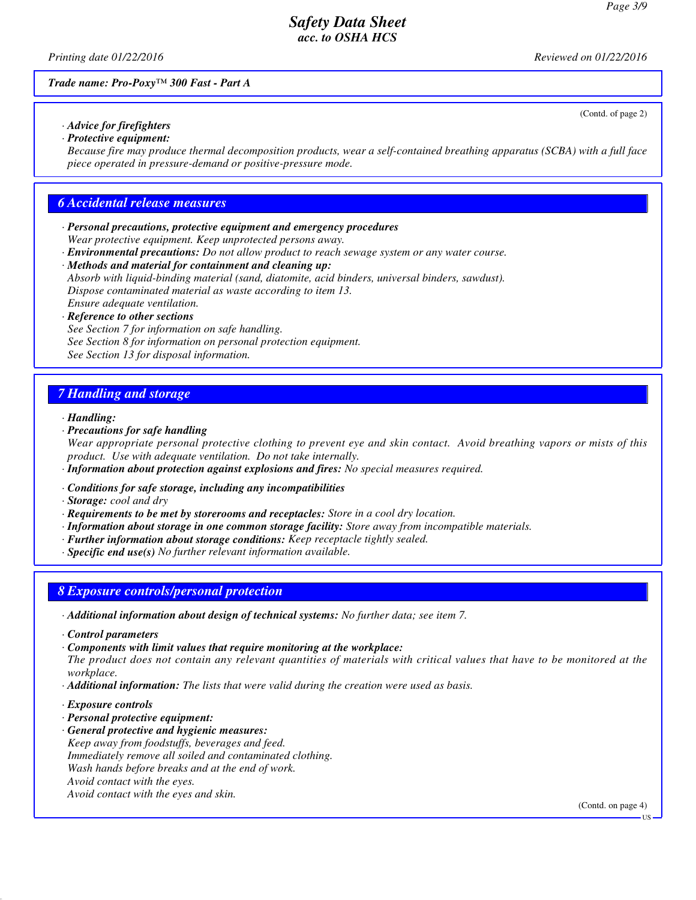*Trade name: Pro-Poxy™ 300 Fast - Part A*

(Contd. of page 2)

· **Advice for firefighters**
· **Protective equipment:**
Because fire may produce thermal decomposition products, wear a self-contained breathing apparatus (SCBA) with a full face piece operated in pressure-demand or positive-pressure mode.

## 6 Accidental release measures

· **Personal precautions, protective equipment and emergency procedures**
Wear protective equipment. Keep unprotected persons away.
· **Environmental precautions:** Do not allow product to reach sewage system or any water course.
· **Methods and material for containment and cleaning up:**
Absorb with liquid-binding material (sand, diatomite, acid binders, universal binders, sawdust).
Dispose contaminated material as waste according to item 13.
Ensure adequate ventilation.
· **Reference to other sections**
See Section 7 for information on safe handling.
See Section 8 for information on personal protection equipment.
See Section 13 for disposal information.

## 7 Handling and storage

· **Handling:**
· **Precautions for safe handling**
Wear appropriate personal protective clothing to prevent eye and skin contact. Avoid breathing vapors or mists of this product. Use with adequate ventilation. Do not take internally.
· **Information about protection against explosions and fires:** No special measures required.

· **Conditions for safe storage, including any incompatibilities**
· **Storage:** cool and dry
· **Requirements to be met by storerooms and receptacles:** Store in a cool dry location.
· **Information about storage in one common storage facility:** Store away from incompatible materials.
· **Further information about storage conditions:** Keep receptacle tightly sealed.
· **Specific end use(s)** No further relevant information available.

## 8 Exposure controls/personal protection

· **Additional information about design of technical systems:** No further data; see item 7.

· **Control parameters**
· **Components with limit values that require monitoring at the workplace:**
The product does not contain any relevant quantities of materials with critical values that have to be monitored at the workplace.
· **Additional information:** The lists that were valid during the creation were used as basis.

· **Exposure controls**
· **Personal protective equipment:**
· **General protective and hygienic measures:**
Keep away from foodstuffs, beverages and feed.
Immediately remove all soiled and contaminated clothing.
Wash hands before breaks and at the end of work.
Avoid contact with the eyes.
Avoid contact with the eyes and skin.

(Contd. on page 4)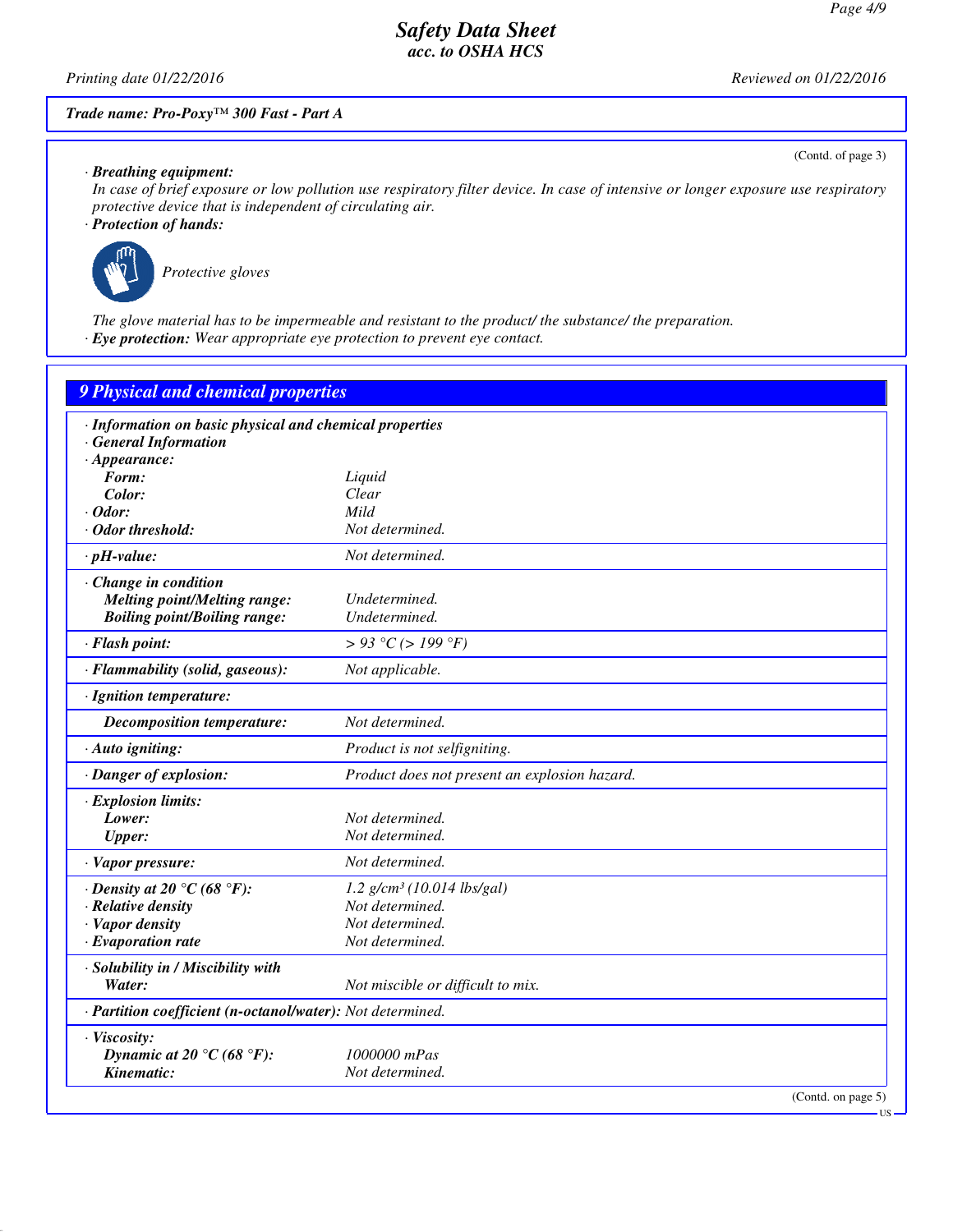*Trade name: Pro-Poxy™ 300 Fast - Part A*

(Contd. of page 3)

· **Breathing equipment:**
In case of brief exposure or low pollution use respiratory filter device. In case of intensive or longer exposure use respiratory protective device that is independent of circulating air.

· **Protection of hands:**

Protective gloves

The glove material has to be impermeable and resistant to the product/ the substance/ the preparation.

· **Eye protection:** Wear appropriate eye protection to prevent eye contact.

## 9 Physical and chemical properties

| | |
|---|---|
| **· Information on basic physical and chemical properties** | |
| **· General Information** | |
| **· Appearance:** | |
| **Form:** | Liquid |
| **Color:** | Clear |
| **· Odor:** | Mild |
| **· Odor threshold:** | Not determined. |
| **· pH-value:** | Not determined. |
| **· Change in condition** | |
| **Melting point/Melting range:** | Undetermined. |
| **Boiling point/Boiling range:** | Undetermined. |
| **· Flash point:** | > 93 °C (> 199 °F) |
| **· Flammability (solid, gaseous):** | Not applicable. |
| **· Ignition temperature:** | |
| **Decomposition temperature:** | Not determined. |
| **· Auto igniting:** | Product is not selfigniting. |
| **· Danger of explosion:** | Product does not present an explosion hazard. |
| **· Explosion limits:** | |
| **Lower:** | Not determined. |
| **Upper:** | Not determined. |
| **· Vapor pressure:** | Not determined. |
| **· Density at 20 °C (68 °F):** | 1.2 g/cm³ (10.014 lbs/gal) |
| **· Relative density** | Not determined. |
| **· Vapor density** | Not determined. |
| **· Evaporation rate** | Not determined. |
| **· Solubility in / Miscibility with** | |
| **Water:** | Not miscible or difficult to mix. |
| **· Partition coefficient (n-octanol/water):** | Not determined. |
| **· Viscosity:** | |
| **Dynamic at 20 °C (68 °F):** | 1000000 mPas |
| **Kinematic:** | Not determined. |

(Contd. on page 5)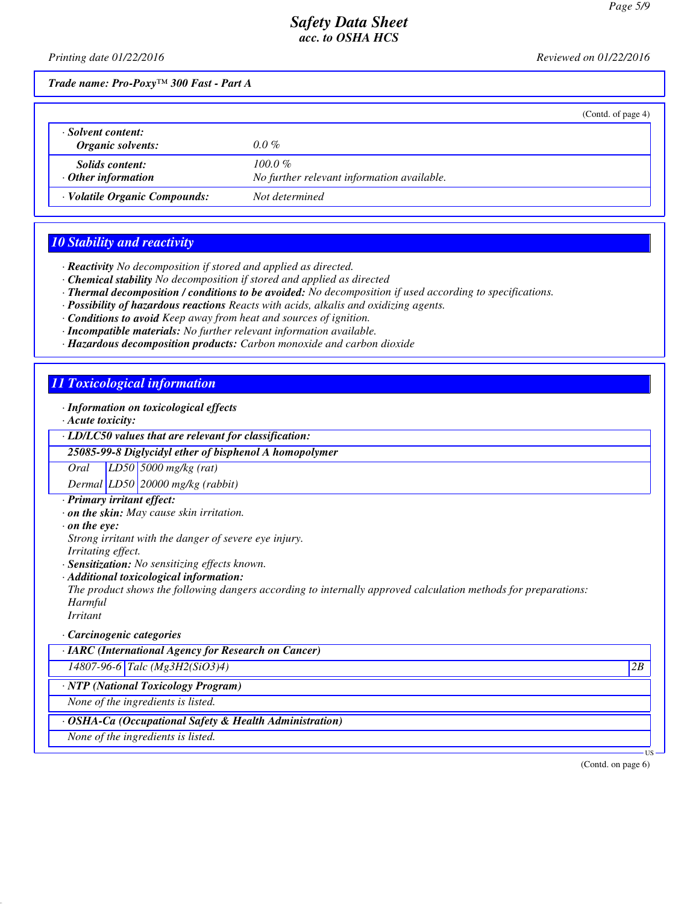(Contd. of page 4)

| · **Solvent content:** | |
|---|---|
| **Organic solvents:** | 0.0 % |
| **Solids content:** | 100.0 % |
| · **Other information** | No further relevant information available. |
| · **Volatile Organic Compounds:** | Not determined |

## 10 Stability and reactivity

· **Reactivity** No decomposition if stored and applied as directed.
· **Chemical stability** No decomposition if stored and applied as directed
· **Thermal decomposition / conditions to be avoided:** No decomposition if used according to specifications.
· **Possibility of hazardous reactions** Reacts with acids, alkalis and oxidizing agents.
· **Conditions to avoid** Keep away from heat and sources of ignition.
· **Incompatible materials:** No further relevant information available.
· **Hazardous decomposition products:** Carbon monoxide and carbon dioxide

## 11 Toxicological information

· **Information on toxicological effects**
· **Acute toxicity:**

| · **LD/LC50 values that are relevant for classification:** | | |
|---|---|---|
| **25085-99-8 Diglycidyl ether of bisphenol A homopolymer** | | |
| Oral | LD50 | 5000 mg/kg (rat) |
| Dermal | LD50 | 20000 mg/kg (rabbit) |

· **Primary irritant effect:**
· **on the skin:** May cause skin irritation.
· **on the eye:**
Strong irritant with the danger of severe eye injury.
Irritating effect.
· **Sensitization:** No sensitizing effects known.
· **Additional toxicological information:**
The product shows the following dangers according to internally approved calculation methods for preparations:
Harmful
Irritant

· **Carcinogenic categories**

| · **IARC (International Agency for Research on Cancer)** | | |
|---|---|---|
| 14807-96-6 | Talc ($Mg3H2(SiO3)4$) | 2B |

| · **NTP (National Toxicology Program)** |
|---|
| None of the ingredients is listed. |

| · **OSHA-Ca (Occupational Safety & Health Administration)** |
|---|
| None of the ingredients is listed. |

(Contd. on page 6)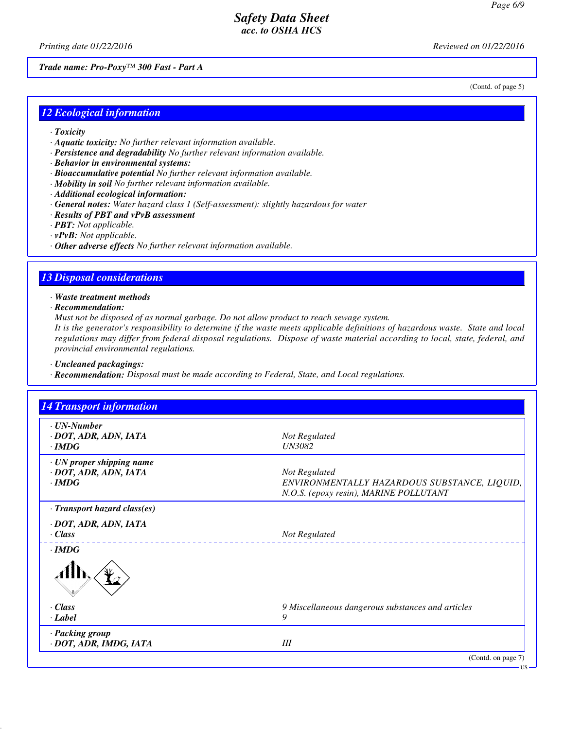# Safety Data Sheet
## acc. to OSHA HCS

Printing date 01/22/2016 | Reviewed on 01/22/2016

**Trade name: Pro-Poxy™ 300 Fast - Part A**

(Contd. of page 5)

## 12 Ecological information

- **Toxicity**
- **Aquatic toxicity:** No further relevant information available.
- **Persistence and degradability** No further relevant information available.
- **Behavior in environmental systems:**
- **Bioaccumulative potential** No further relevant information available.
- **Mobility in soil** No further relevant information available.
- **Additional ecological information:**
- **General notes:** Water hazard class 1 (Self-assessment): slightly hazardous for water
- **Results of PBT and vPvB assessment**
- **PBT:** Not applicable.
- **vPvB:** Not applicable.
- **Other adverse effects** No further relevant information available.

## 13 Disposal considerations

- **Waste treatment methods**
- **Recommendation:**

Must not be disposed of as normal garbage. Do not allow product to reach sewage system.
It is the generator's responsibility to determine if the waste meets applicable definitions of hazardous waste. State and local regulations may differ from federal disposal regulations. Dispose of waste material according to local, state, federal, and provincial environmental regulations.

- **Uncleaned packagings:**
- **Recommendation:** Disposal must be made according to Federal, State, and Local regulations.

## 14 Transport information

| | |
|---|---|
| **UN-Number** | |
| **DOT, ADR, ADN, IATA** | Not Regulated |
| **IMDG** | UN3082 |
| **UN proper shipping name** | |
| **DOT, ADR, ADN, IATA** | Not Regulated |
| **IMDG** | ENVIRONMENTALLY HAZARDOUS SUBSTANCE, LIQUID, N.O.S. (epoxy resin), MARINE POLLUTANT |
| **Transport hazard class(es)** | |
| **DOT, ADR, ADN, IATA** | |
| **Class** | Not Regulated |
| **IMDG** | |
| **Class** | 9 Miscellaneous dangerous substances and articles |
| **Label** | 9 |
| **Packing group** | |
| **DOT, ADR, IMDG, IATA** | III |

(Contd. on page 7)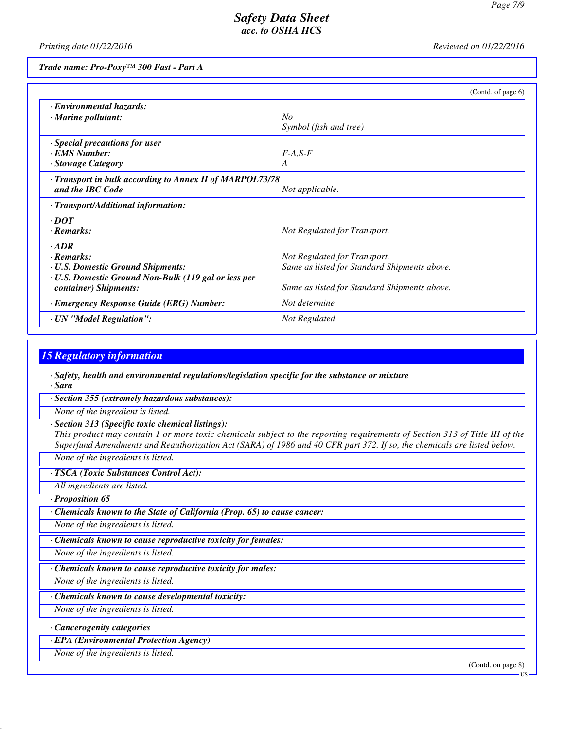*Safety Data Sheet*
*acc. to OSHA HCS*

*Printing date 01/22/2016* *Reviewed on 01/22/2016*

***Trade name: Pro-Poxy™ 300 Fast - Part A***

(Contd. of page 6)

| | |
|---|---|
| **· Environmental hazards:** | |
| **· Marine pollutant:** | *No* |
| | *Symbol (fish and tree)* |
| **· Special precautions for user** | |
| **· EMS Number:** | *F-A,S-F* |
| **· Stowage Category** | *A* |
| **· Transport in bulk according to Annex II of MARPOL73/78 and the IBC Code** | *Not applicable.* |
| **· Transport/Additional information:** | |
| **· DOT** | |
| **· Remarks:** | *Not Regulated for Transport.* |
| **· ADR** | |
| **· Remarks:** | *Not Regulated for Transport.* |
| **· U.S. Domestic Ground Shipments:** | *Same as listed for Standard Shipments above.* |
| **· U.S. Domestic Ground Non-Bulk (119 gal or less per container) Shipments:** | *Same as listed for Standard Shipments above.* |
| **· Emergency Response Guide (ERG) Number:** | *Not determine* |
| **· UN "Model Regulation":** | *Not Regulated* |

## 15 Regulatory information

**· Safety, health and environmental regulations/legislation specific for the substance or mixture**
**· Sara**

**· Section 355 (extremely hazardous substances):**

*None of the ingredient is listed.*

**· Section 313 (Specific toxic chemical listings):**
*This product may contain 1 or more toxic chemicals subject to the reporting requirements of Section 313 of Title III of the Superfund Amendments and Reauthorization Act (SARA) of 1986 and 40 CFR part 372. If so, the chemicals are listed below.*

*None of the ingredients is listed.*

**· TSCA (Toxic Substances Control Act):**

*All ingredients are listed.*

**· Proposition 65**

**· Chemicals known to the State of California (Prop. 65) to cause cancer:**

*None of the ingredients is listed.*

**· Chemicals known to cause reproductive toxicity for females:**

*None of the ingredients is listed.*

**· Chemicals known to cause reproductive toxicity for males:**

*None of the ingredients is listed.*

**· Chemicals known to cause developmental toxicity:**

*None of the ingredients is listed.*

**· Cancerogenity categories**

**· EPA (Environmental Protection Agency)**

*None of the ingredients is listed.*

(Contd. on page 8)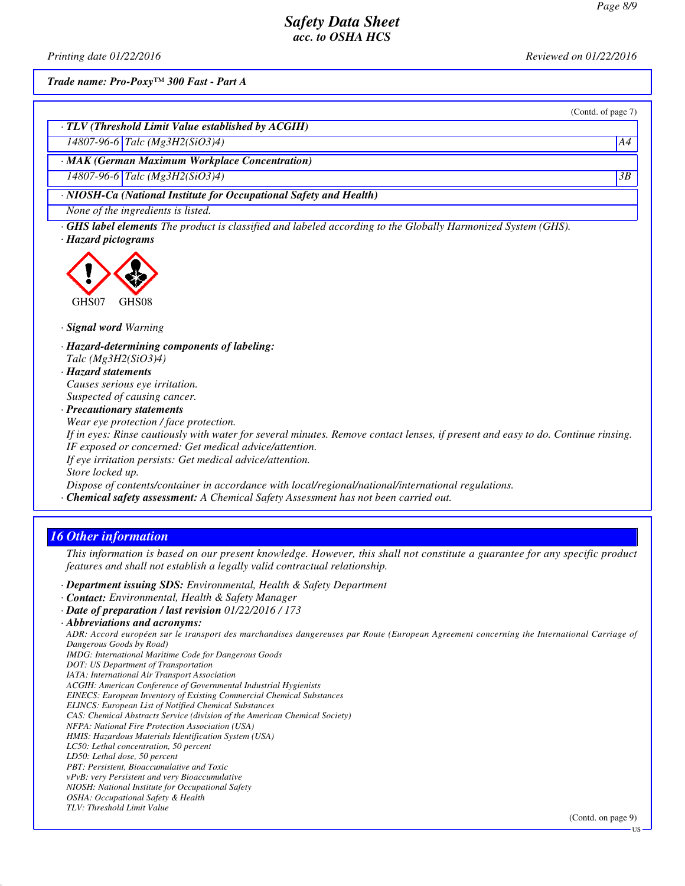Trade name: Pro-Poxy™ 300 Fast - Part A

(Contd. of page 7)

| · TLV (Threshold Limit Value established by ACGIH) | | |
|---|---|---|
| 14807-96-6 | Talc ($Mg3H2(SiO3)4$) | A4 |

| · MAK (German Maximum Workplace Concentration) | | |
|---|---|---|
| 14807-96-6 | Talc ($Mg3H2(SiO3)4$) | 3B |

| · NIOSH-Ca (National Institute for Occupational Safety and Health) |
|---|
| None of the ingredients is listed. |

· **GHS label elements** The product is classified and labeled according to the Globally Harmonized System (GHS).

· **Hazard pictograms**

GHS07 GHS08

· **Signal word** Warning

· **Hazard-determining components of labeling:**
Talc ($Mg3H2(SiO3)4$)

· **Hazard statements**
Causes serious eye irritation.
Suspected of causing cancer.

· **Precautionary statements**
Wear eye protection / face protection.
If in eyes: Rinse cautiously with water for several minutes. Remove contact lenses, if present and easy to do. Continue rinsing.
IF exposed or concerned: Get medical advice/attention.
If eye irritation persists: Get medical advice/attention.
Store locked up.
Dispose of contents/container in accordance with local/regional/national/international regulations.

· **Chemical safety assessment:** A Chemical Safety Assessment has not been carried out.

## 16 Other information

This information is based on our present knowledge. However, this shall not constitute a guarantee for any specific product features and shall not establish a legally valid contractual relationship.

· **Department issuing SDS:** Environmental, Health & Safety Department
· **Contact:** Environmental, Health & Safety Manager
· **Date of preparation / last revision** 01/22/2016 / 173
· **Abbreviations and acronyms:**
ADR: Accord européen sur le transport des marchandises dangereuses par Route (European Agreement concerning the International Carriage of Dangerous Goods by Road)
IMDG: International Maritime Code for Dangerous Goods
DOT: US Department of Transportation
IATA: International Air Transport Association
ACGIH: American Conference of Governmental Industrial Hygienists
EINECS: European Inventory of Existing Commercial Chemical Substances
ELINCS: European List of Notified Chemical Substances
CAS: Chemical Abstracts Service (division of the American Chemical Society)
NFPA: National Fire Protection Association (USA)
HMIS: Hazardous Materials Identification System (USA)
LC50: Lethal concentration, 50 percent
LD50: Lethal dose, 50 percent
PBT: Persistent, Bioaccumulative and Toxic
vPvB: very Persistent and very Bioaccumulative
NIOSH: National Institute for Occupational Safety
OSHA: Occupational Safety & Health
TLV: Threshold Limit Value

(Contd. on page 9)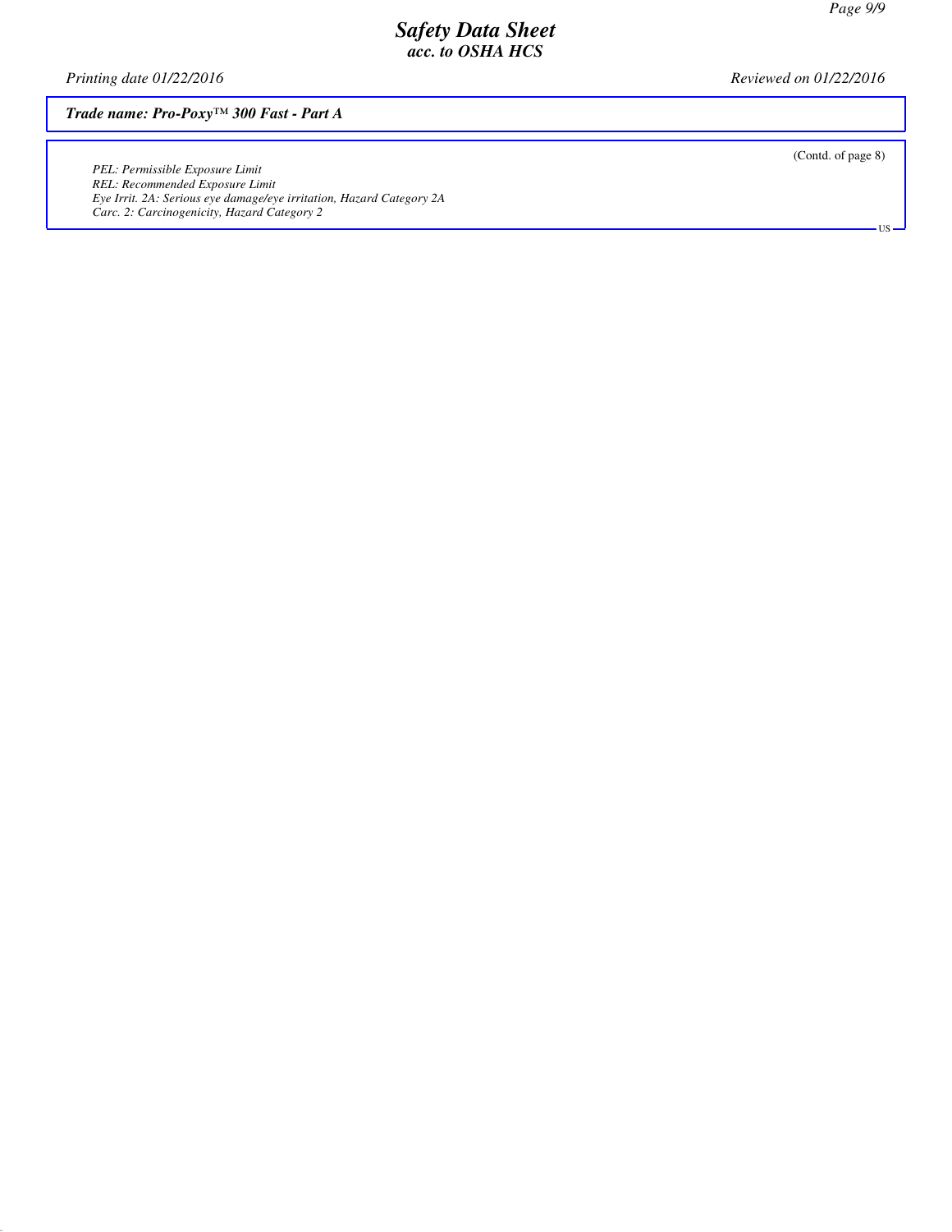(Contd. of page 8)

*PEL: Permissible Exposure Limit*
*REL: Recommended Exposure Limit*
*Eye Irrit. 2A: Serious eye damage/eye irritation, Hazard Category 2A*
*Carc. 2: Carcinogenicity, Hazard Category 2*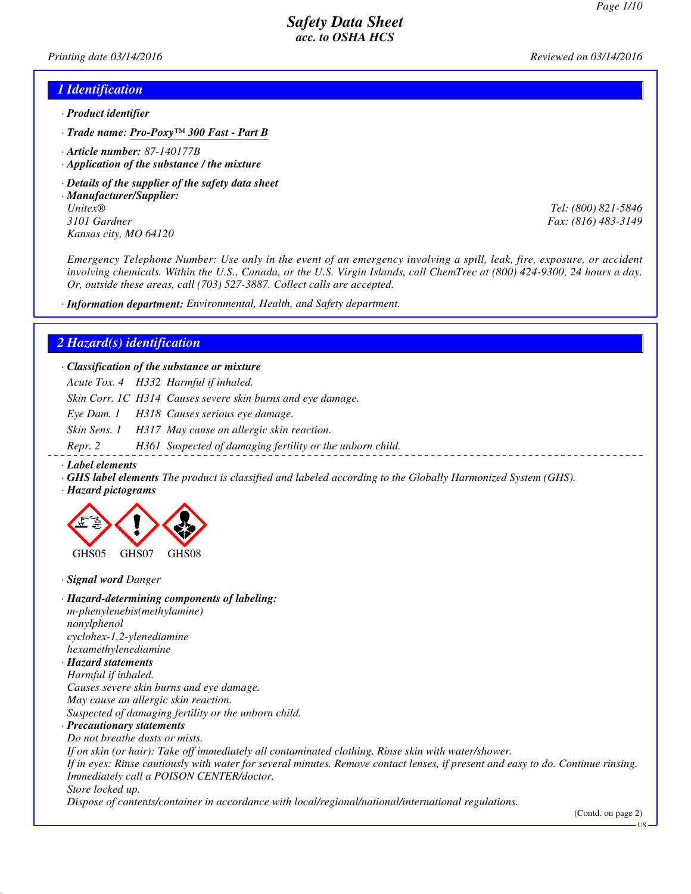# Safety Data Sheet
## acc. to OSHA HCS

Printing date 03/14/2016 Reviewed on 03/14/2016

## 1 Identification

· **Product identifier**

· **Trade name:** Pro-Poxy™ 300 Fast - Part B

· **Article number:** 87-140177B

· **Application of the substance / the mixture**

· **Details of the supplier of the safety data sheet**

· **Manufacturer/Supplier:**

Unitex®
3101 Gardner
Kansas city, MO 64120

Tel: (800) 821-5846
Fax: (816) 483-3149

Emergency Telephone Number: Use only in the event of an emergency involving a spill, leak, fire, exposure, or accident involving chemicals. Within the U.S., Canada, or the U.S. Virgin Islands, call ChemTrec at (800) 424-9300, 24 hours a day. Or, outside these areas, call (703) 527-3887. Collect calls are accepted.

· **Information department:** Environmental, Health, and Safety department.

## 2 Hazard(s) identification

· **Classification of the substance or mixture**

| | | |
|---|---|---|
| Acute Tox. 4 | H332 | Harmful if inhaled. |
| Skin Corr. 1C | H314 | Causes severe skin burns and eye damage. |
| Eye Dam. 1 | H318 | Causes serious eye damage. |
| Skin Sens. 1 | H317 | May cause an allergic skin reaction. |
| Repr. 2 | H361 | Suspected of damaging fertility or the unborn child. |

· **Label elements**

· **GHS label elements** The product is classified and labeled according to the Globally Harmonized System (GHS).

· **Hazard pictograms**

GHS05 GHS07 GHS08

· **Signal word** Danger

· **Hazard-determining components of labeling:**

m-phenylenebis(methylamine)
nonylphenol
cyclohex-1,2-ylenediamine
hexamethylenediamine

· **Hazard statements**

Harmful if inhaled.
Causes severe skin burns and eye damage.
May cause an allergic skin reaction.
Suspected of damaging fertility or the unborn child.

· **Precautionary statements**

Do not breathe dusts or mists.
If on skin (or hair): Take off immediately all contaminated clothing. Rinse skin with water/shower.
If in eyes: Rinse cautiously with water for several minutes. Remove contact lenses, if present and easy to do. Continue rinsing.
Immediately call a POISON CENTER/doctor.
Store locked up.
Dispose of contents/container in accordance with local/regional/national/international regulations.

(Contd. on page 2)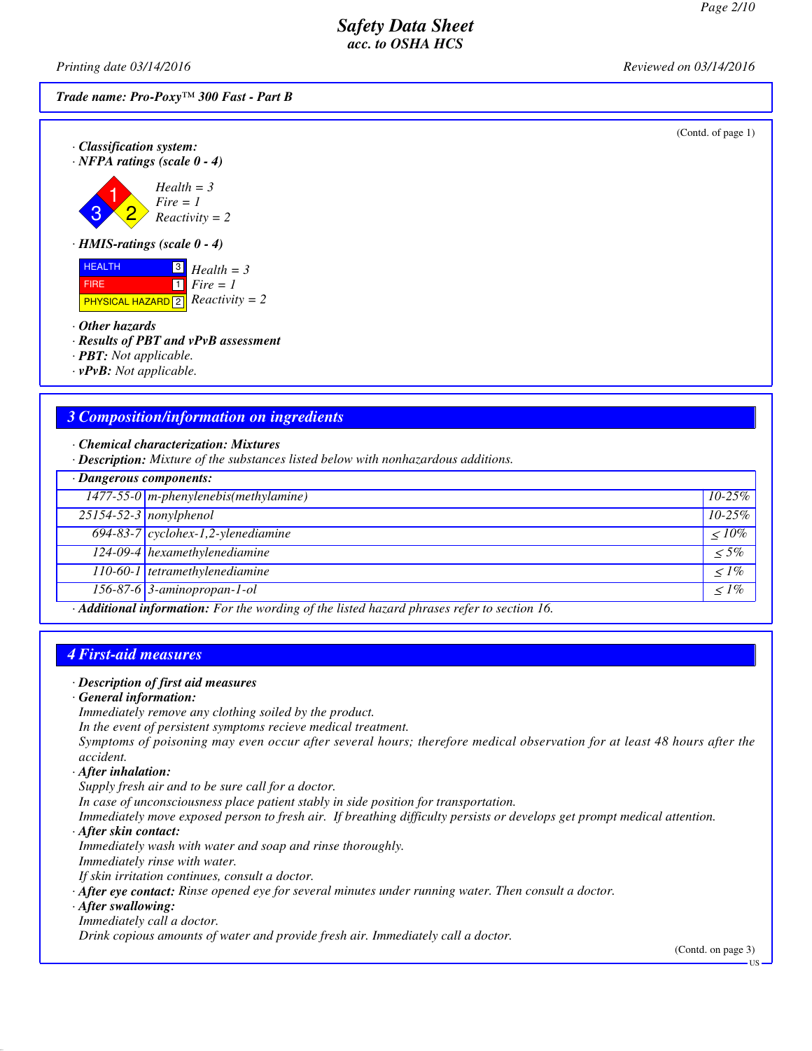(Contd. of page 1)

· **Classification system:**
· **NFPA ratings (scale 0 - 4)**

*Health = 3*
*Fire = 1*
*Reactivity = 2*

· **HMIS-ratings (scale 0 - 4)**

| | | |
|---|---|---|
| HEALTH | 3 | *Health = 3* |
| FIRE | 1 | *Fire = 1* |
| PHYSICAL HAZARD | 2 | *Reactivity = 2* |

· **Other hazards**
· **Results of PBT and vPvB assessment**
· **PBT:** Not applicable.
· **vPvB:** Not applicable.

## 3 Composition/information on ingredients

· **Chemical characterization: Mixtures**
· **Description:** Mixture of the substances listed below with nonhazardous additions.

| · Dangerous components: | | |
|---|---|---|
| 1477-55-0 | m-phenylenebis(methylamine) | 10-25% |
| 25154-52-3 | nonylphenol | 10-25% |
| 694-83-7 | cyclohex-1,2-ylenediamine | ≤ 10% |
| 124-09-4 | hexamethylenediamine | ≤ 5% |
| 110-60-1 | tetramethylenediamine | ≤ 1% |
| 156-87-6 | 3-aminopropan-1-ol | ≤ 1% |

· **Additional information:** For the wording of the listed hazard phrases refer to section 16.

## 4 First-aid measures

· **Description of first aid measures**
· **General information:**
Immediately remove any clothing soiled by the product.
In the event of persistent symptoms recieve medical treatment.
Symptoms of poisoning may even occur after several hours; therefore medical observation for at least 48 hours after the accident.
· **After inhalation:**
Supply fresh air and to be sure call for a doctor.
In case of unconsciousness place patient stably in side position for transportation.
Immediately move exposed person to fresh air. If breathing difficulty persists or develops get prompt medical attention.
· **After skin contact:**
Immediately wash with water and soap and rinse thoroughly.
Immediately rinse with water.
If skin irritation continues, consult a doctor.
· **After eye contact:** Rinse opened eye for several minutes under running water. Then consult a doctor.
· **After swallowing:**
Immediately call a doctor.
Drink copious amounts of water and provide fresh air. Immediately call a doctor.

(Contd. on page 3)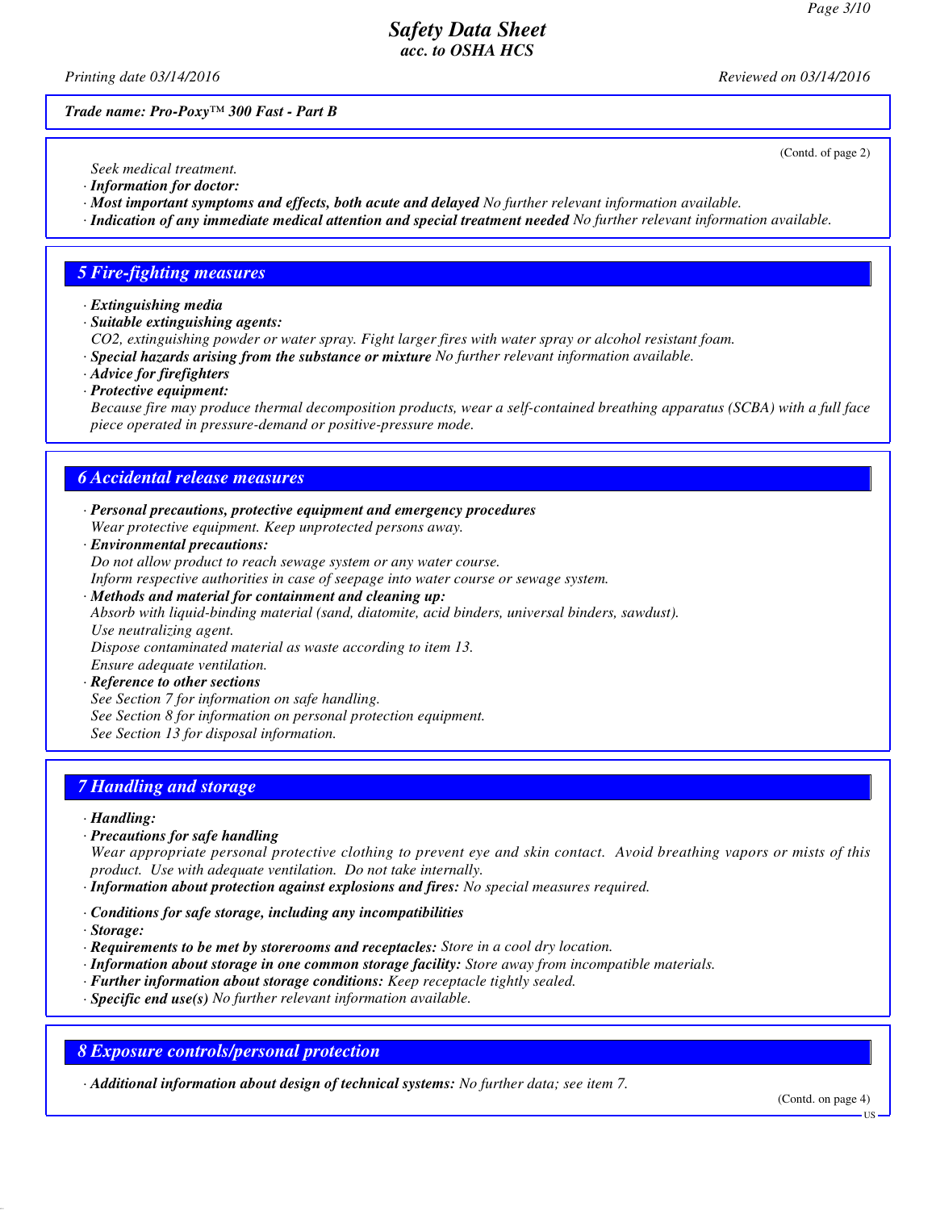*Trade name: Pro-Poxy™ 300 Fast - Part B*

(Contd. of page 2)

Seek medical treatment.
· ***Information for doctor:***
· ***Most important symptoms and effects, both acute and delayed*** *No further relevant information available.*
· ***Indication of any immediate medical attention and special treatment needed*** *No further relevant information available.*

## 5 Fire-fighting measures

· ***Extinguishing media***
· ***Suitable extinguishing agents:***
*$CO_2$, extinguishing powder or water spray. Fight larger fires with water spray or alcohol resistant foam.*
· ***Special hazards arising from the substance or mixture*** *No further relevant information available.*
· ***Advice for firefighters***
· ***Protective equipment:***
*Because fire may produce thermal decomposition products, wear a self-contained breathing apparatus (SCBA) with a full face piece operated in pressure-demand or positive-pressure mode.*

## 6 Accidental release measures

· ***Personal precautions, protective equipment and emergency procedures***
*Wear protective equipment. Keep unprotected persons away.*
· ***Environmental precautions:***
*Do not allow product to reach sewage system or any water course.*
*Inform respective authorities in case of seepage into water course or sewage system.*
· ***Methods and material for containment and cleaning up:***
*Absorb with liquid-binding material (sand, diatomite, acid binders, universal binders, sawdust).*
*Use neutralizing agent.*
*Dispose contaminated material as waste according to item 13.*
*Ensure adequate ventilation.*
· ***Reference to other sections***
*See Section 7 for information on safe handling.*
*See Section 8 for information on personal protection equipment.*
*See Section 13 for disposal information.*

## 7 Handling and storage

· ***Handling:***
· ***Precautions for safe handling***
*Wear appropriate personal protective clothing to prevent eye and skin contact. Avoid breathing vapors or mists of this product. Use with adequate ventilation. Do not take internally.*
· ***Information about protection against explosions and fires:*** *No special measures required.*

· ***Conditions for safe storage, including any incompatibilities***
· ***Storage:***
· ***Requirements to be met by storerooms and receptacles:*** *Store in a cool dry location.*
· ***Information about storage in one common storage facility:*** *Store away from incompatible materials.*
· ***Further information about storage conditions:*** *Keep receptacle tightly sealed.*
· ***Specific end use(s)*** *No further relevant information available.*

## 8 Exposure controls/personal protection

· ***Additional information about design of technical systems:*** *No further data; see item 7.*

(Contd. on page 4)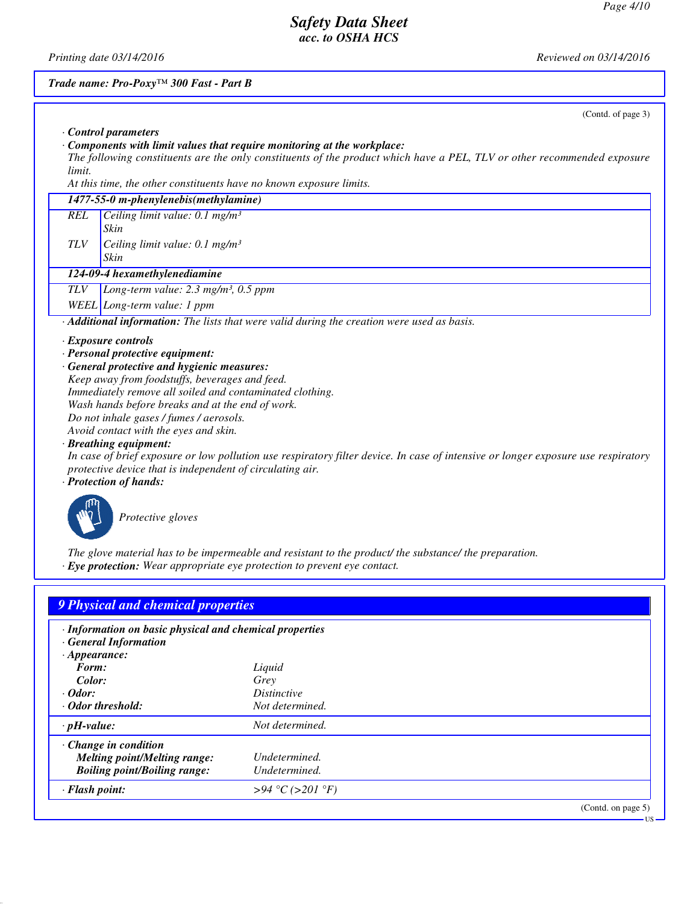Trade name: Pro-Poxy™ 300 Fast - Part B

(Contd. of page 3)

· **Control parameters**

· **Components with limit values that require monitoring at the workplace:**

The following constituents are the only constituents of the product which have a PEL, TLV or other recommended exposure limit.

At this time, the other constituents have no known exposure limits.

| **1477-55-0 m-phenylenebis(methylamine)** | |
|---|---|
| REL | Ceiling limit value: 0.1 mg/m³<br>Skin |
| TLV | Ceiling limit value: 0.1 mg/m³<br>Skin |
| **124-09-4 hexamethylenediamine** | |
| TLV | Long-term value: 2.3 mg/m³, 0.5 ppm |
| WEEL | Long-term value: 1 ppm |

· **Additional information:** The lists that were valid during the creation were used as basis.

· **Exposure controls**

· **Personal protective equipment:**

· **General protective and hygienic measures:**

Keep away from foodstuffs, beverages and feed.
Immediately remove all soiled and contaminated clothing.
Wash hands before breaks and at the end of work.
Do not inhale gases / fumes / aerosols.
Avoid contact with the eyes and skin.

· **Breathing equipment:**

In case of brief exposure or low pollution use respiratory filter device. In case of intensive or longer exposure use respiratory protective device that is independent of circulating air.

· **Protection of hands:**

Protective gloves

The glove material has to be impermeable and resistant to the product/ the substance/ the preparation.

· **Eye protection:** Wear appropriate eye protection to prevent eye contact.

## 9 Physical and chemical properties

· **Information on basic physical and chemical properties**

· **General Information**

· **Appearance:**

| | |
|---|---|
| **Form:** | Liquid |
| **Color:** | Grey |
| · **Odor:** | Distinctive |
| · **Odor threshold:** | Not determined. |
| · **pH-value:** | Not determined. |
| · **Change in condition** | |
| **Melting point/Melting range:** | Undetermined. |
| **Boiling point/Boiling range:** | Undetermined. |
| · **Flash point:** | >94 °C (>201 °F) |

(Contd. on page 5)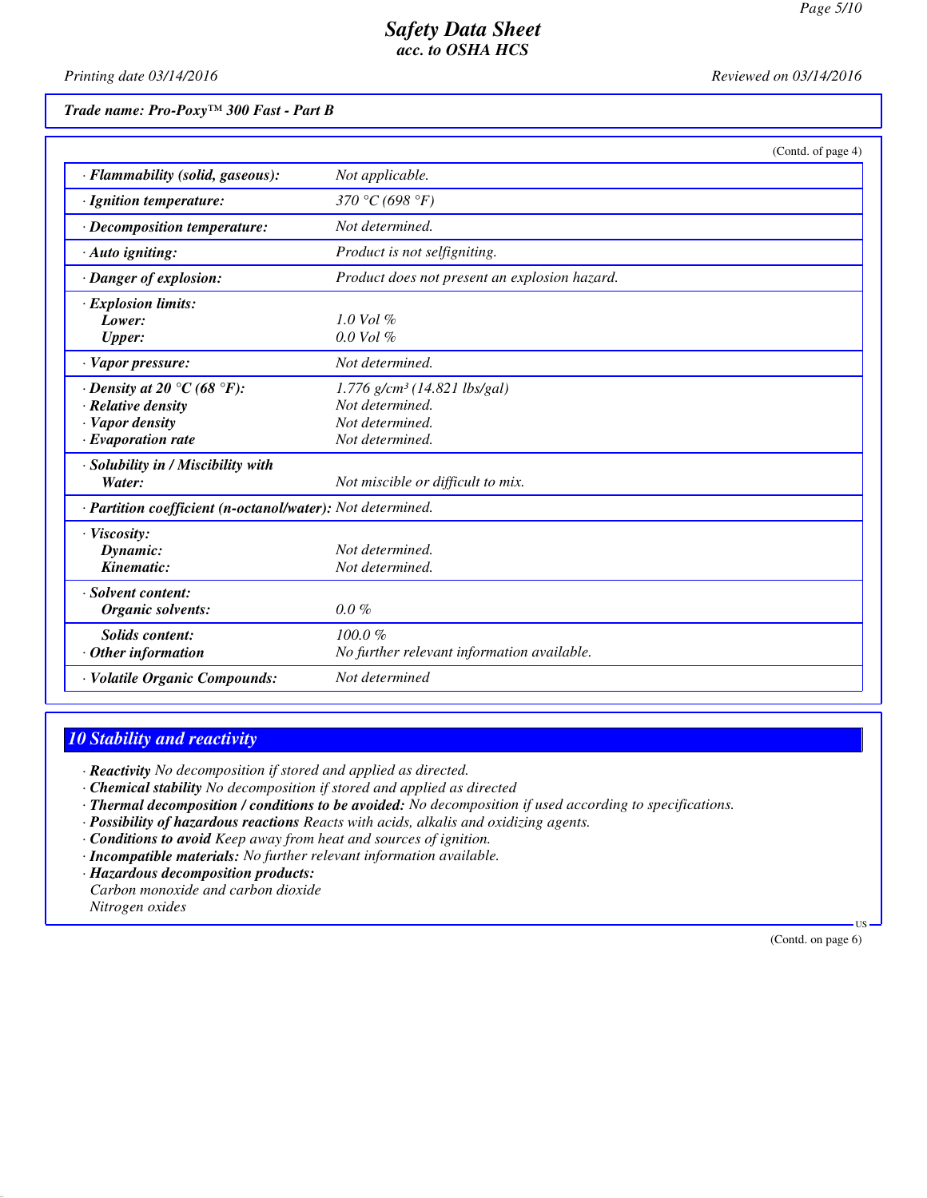**Trade name: Pro-Poxy™ 300 Fast - Part B**

(Contd. of page 4)

| | |
|---|---|
| · **Flammability (solid, gaseous):** | Not applicable. |
| · **Ignition temperature:** | 370 °C (698 °F) |
| · **Decomposition temperature:** | Not determined. |
| · **Auto igniting:** | Product is not selfigniting. |
| · **Danger of explosion:** | Product does not present an explosion hazard. |
| · **Explosion limits:** | |
| **Lower:** | 1.0 Vol % |
| **Upper:** | 0.0 Vol % |
| · **Vapor pressure:** | Not determined. |
| · **Density at 20 °C (68 °F):** | 1.776 g/cm³ (14.821 lbs/gal) |
| · **Relative density** | Not determined. |
| · **Vapor density** | Not determined. |
| · **Evaporation rate** | Not determined. |
| · **Solubility in / Miscibility with** | |
| **Water:** | Not miscible or difficult to mix. |
| · **Partition coefficient (n-octanol/water):** | Not determined. |
| · **Viscosity:** | |
| **Dynamic:** | Not determined. |
| **Kinematic:** | Not determined. |
| · **Solvent content:** | |
| **Organic solvents:** | 0.0 % |
| **Solids content:** | 100.0 % |
| · **Other information** | No further relevant information available. |
| · **Volatile Organic Compounds:** | Not determined |

## 10 Stability and reactivity

- · **Reactivity** No decomposition if stored and applied as directed.
- · **Chemical stability** No decomposition if stored and applied as directed
- · **Thermal decomposition / conditions to be avoided:** No decomposition if used according to specifications.
- · **Possibility of hazardous reactions** Reacts with acids, alkalis and oxidizing agents.
- · **Conditions to avoid** Keep away from heat and sources of ignition.
- · **Incompatible materials:** No further relevant information available.
- · **Hazardous decomposition products:**
  Carbon monoxide and carbon dioxide
  Nitrogen oxides

(Contd. on page 6)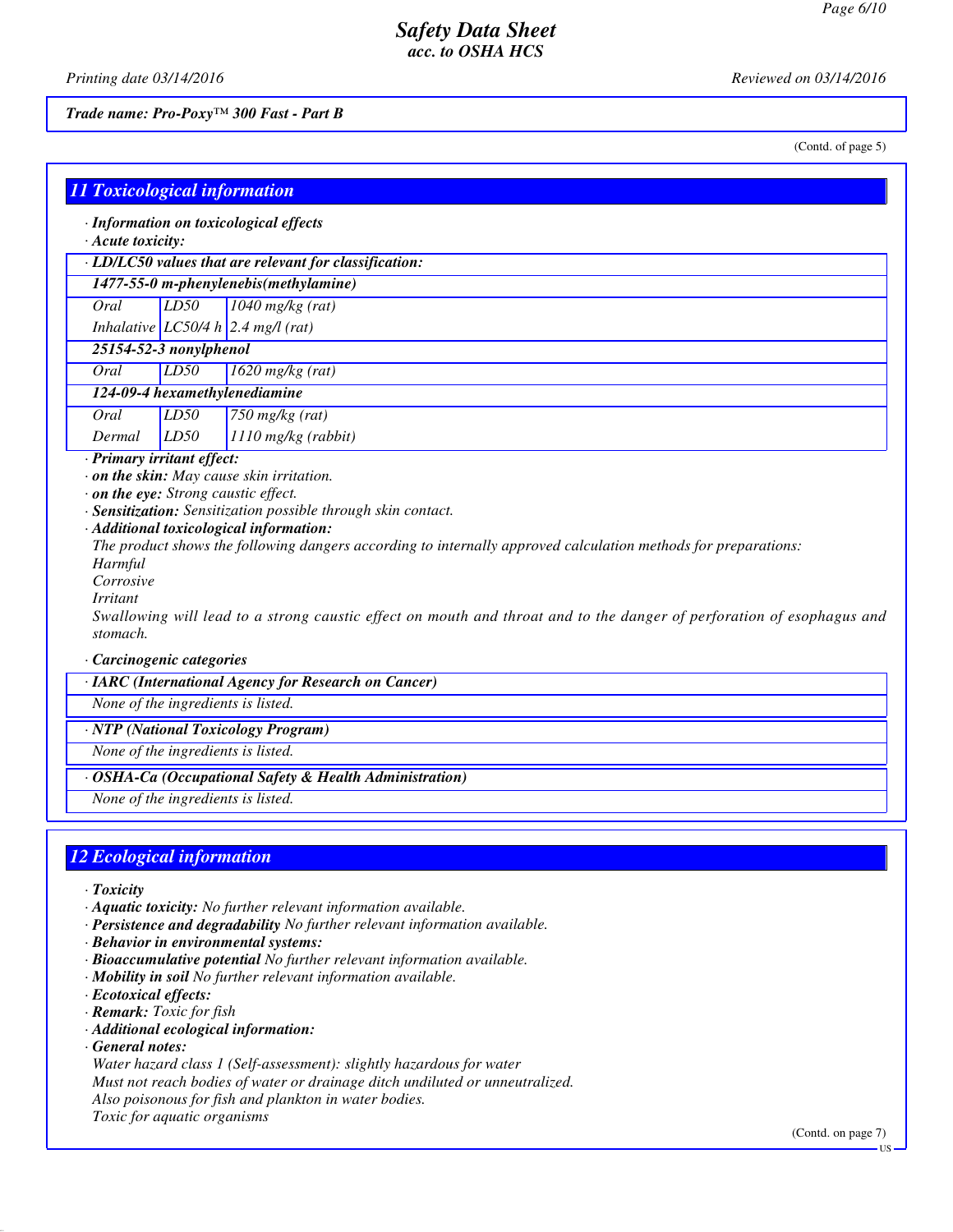*Trade name: Pro-Poxy™ 300 Fast - Part B*

(Contd. of page 5)

## 11 Toxicological information

· **Information on toxicological effects**
· **Acute toxicity:**

| · LD/LC50 values that are relevant for classification: | | |
|---|---|---|
| **1477-55-0 m-phenylenebis(methylamine)** | | |
| Oral | LD50 | 1040 mg/kg (rat) |
| Inhalative | LC50/4 h | 2.4 mg/l (rat) |
| **25154-52-3 nonylphenol** | | |
| Oral | LD50 | 1620 mg/kg (rat) |
| **124-09-4 hexamethylenediamine** | | |
| Oral | LD50 | 750 mg/kg (rat) |
| Dermal | LD50 | 1110 mg/kg (rabbit) |

· **Primary irritant effect:**
· **on the skin:** May cause skin irritation.
· **on the eye:** Strong caustic effect.
· **Sensitization:** Sensitization possible through skin contact.
· **Additional toxicological information:**
The product shows the following dangers according to internally approved calculation methods for preparations:
Harmful
Corrosive
Irritant
Swallowing will lead to a strong caustic effect on mouth and throat and to the danger of perforation of esophagus and stomach.

· **Carcinogenic categories**

| · IARC (International Agency for Research on Cancer) |
|---|
| None of the ingredients is listed. |

| · NTP (National Toxicology Program) |
|---|
| None of the ingredients is listed. |

| · OSHA-Ca (Occupational Safety & Health Administration) |
|---|
| None of the ingredients is listed. |

## 12 Ecological information

· **Toxicity**
· **Aquatic toxicity:** No further relevant information available.
· **Persistence and degradability** No further relevant information available.
· **Behavior in environmental systems:**
· **Bioaccumulative potential** No further relevant information available.
· **Mobility in soil** No further relevant information available.
· **Ecotoxical effects:**
· **Remark:** Toxic for fish
· **Additional ecological information:**
· **General notes:**
Water hazard class 1 (Self-assessment): slightly hazardous for water
Must not reach bodies of water or drainage ditch undiluted or unneutralized.
Also poisonous for fish and plankton in water bodies.
Toxic for aquatic organisms

(Contd. on page 7)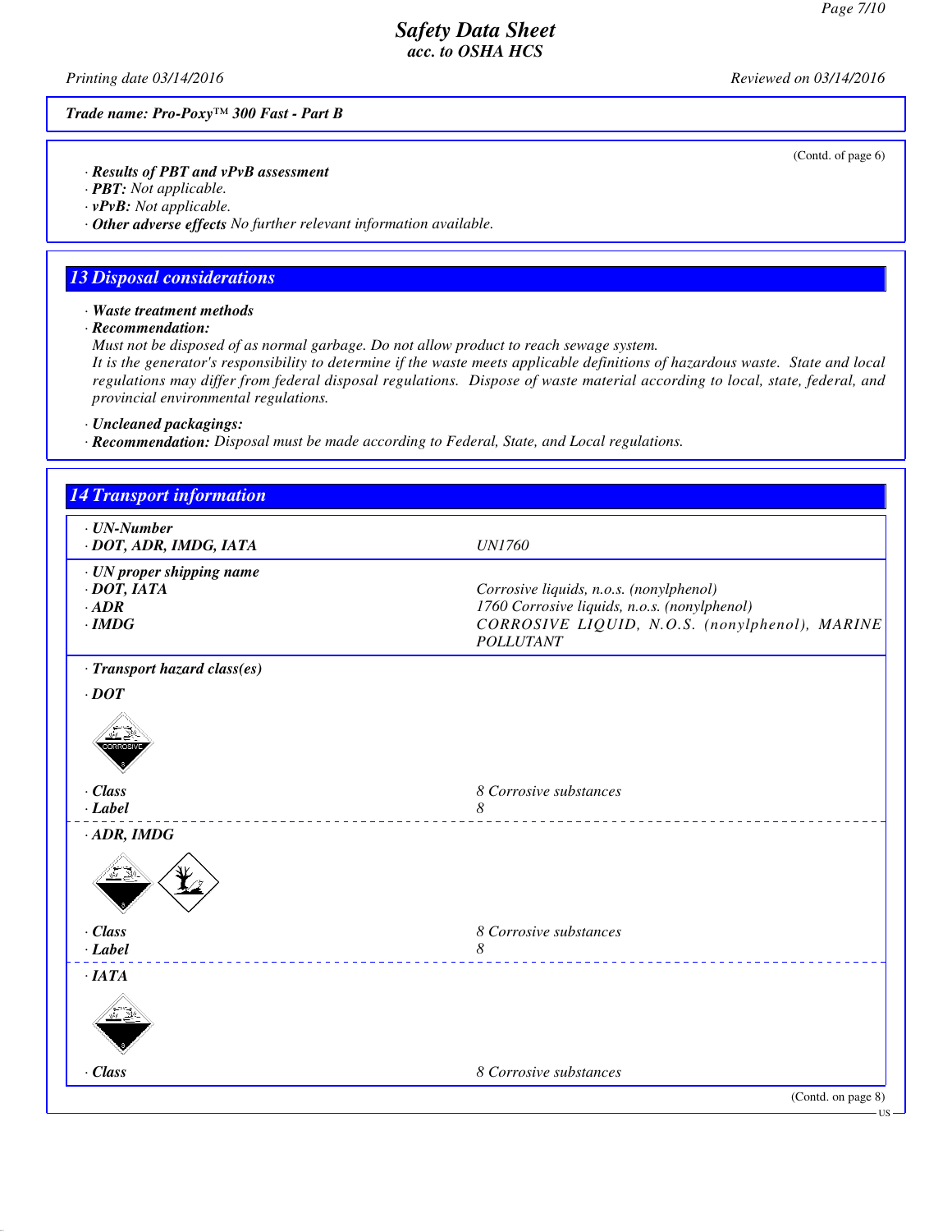(Contd. of page 6)

· **Results of PBT and vPvB assessment**
· **PBT:** Not applicable.
· **vPvB:** Not applicable.
· **Other adverse effects** No further relevant information available.

## 13 Disposal considerations

· **Waste treatment methods**
· **Recommendation:**
Must not be disposed of as normal garbage. Do not allow product to reach sewage system.
It is the generator's responsibility to determine if the waste meets applicable definitions of hazardous waste. State and local regulations may differ from federal disposal regulations. Dispose of waste material according to local, state, federal, and provincial environmental regulations.

· **Uncleaned packagings:**
· **Recommendation:** Disposal must be made according to Federal, State, and Local regulations.

## 14 Transport information

| | |
|---|---|
| · **UN-Number** | |
| · **DOT, ADR, IMDG, IATA** | UN1760 |
| · **UN proper shipping name** | |
| · **DOT, IATA** | Corrosive liquids, n.o.s. (nonylphenol) |
| · **ADR** | 1760 Corrosive liquids, n.o.s. (nonylphenol) |
| · **IMDG** | CORROSIVE LIQUID, N.O.S. (nonylphenol), MARINE POLLUTANT |
| · **Transport hazard class(es)** | |
| · **DOT** | |
| · **Class** | 8 Corrosive substances |
| · **Label** | 8 |
| · **ADR, IMDG** | |
| · **Class** | 8 Corrosive substances |
| · **Label** | 8 |
| · **IATA** | |
| · **Class** | 8 Corrosive substances |

(Contd. on page 8)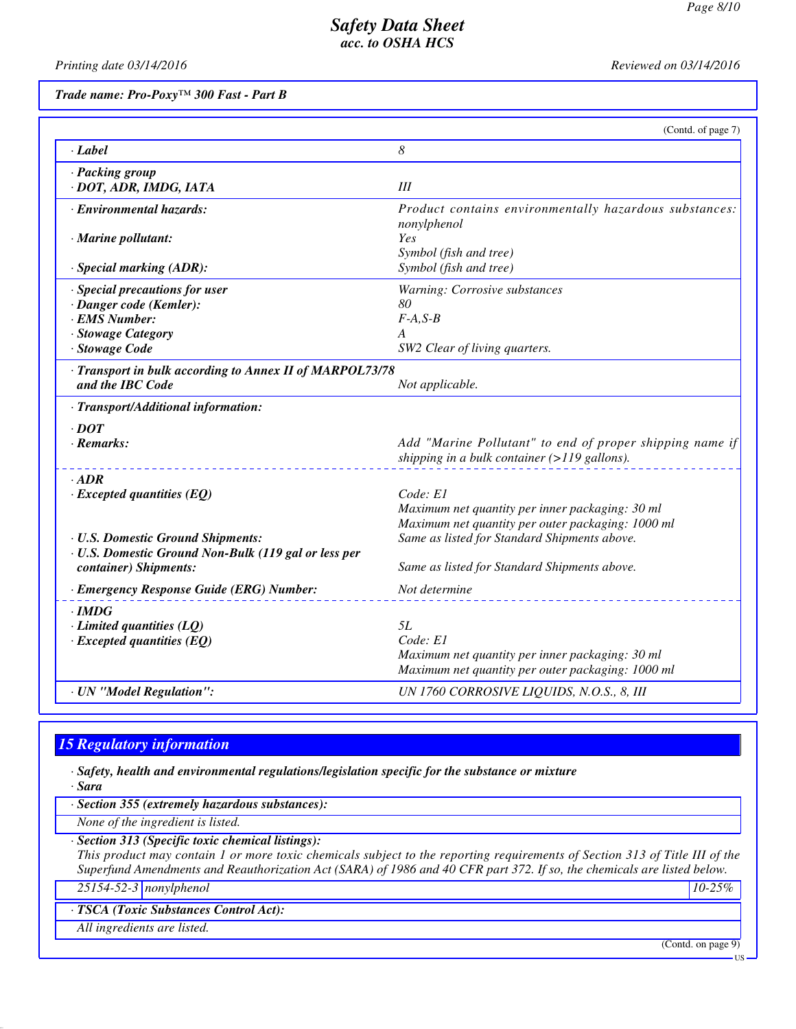Trade name: Pro-Poxy™ 300 Fast - Part B

(Contd. of page 7)

| | |
|---|---|
| · **Label** | 8 |
| · **Packing group** | |
| · **DOT, ADR, IMDG, IATA** | III |
| · **Environmental hazards:** | Product contains environmentally hazardous substances: nonylphenol |
| · **Marine pollutant:** | Yes |
| | Symbol (fish and tree) |
| · **Special marking (ADR):** | Symbol (fish and tree) |
| · **Special precautions for user** | Warning: Corrosive substances |
| · **Danger code (Kemler):** | 80 |
| · **EMS Number:** | F-A,S-B |
| · **Stowage Category** | A |
| · **Stowage Code** | SW2 Clear of living quarters. |
| · **Transport in bulk according to Annex II of MARPOL73/78 and the IBC Code** | Not applicable. |
| · **Transport/Additional information:** | |
| · **DOT** | |
| · **Remarks:** | Add "Marine Pollutant" to end of proper shipping name if shipping in a bulk container (>119 gallons). |
| · **ADR** | |
| · **Excepted quantities (EQ)** | Code: E1<br>Maximum net quantity per inner packaging: 30 ml<br>Maximum net quantity per outer packaging: 1000 ml |
| · **U.S. Domestic Ground Shipments:** | Same as listed for Standard Shipments above. |
| · **U.S. Domestic Ground Non-Bulk (119 gal or less per container) Shipments:** | Same as listed for Standard Shipments above. |
| · **Emergency Response Guide (ERG) Number:** | Not determine |
| · **IMDG** | |
| · **Limited quantities (LQ)** | 5L |
| · **Excepted quantities (EQ)** | Code: E1<br>Maximum net quantity per inner packaging: 30 ml<br>Maximum net quantity per outer packaging: 1000 ml |
| · **UN "Model Regulation":** | UN 1760 CORROSIVE LIQUIDS, N.O.S., 8, III |

## 15 Regulatory information

· **Safety, health and environmental regulations/legislation specific for the substance or mixture**

· **Sara**

· **Section 355 (extremely hazardous substances):**

None of the ingredient is listed.

· **Section 313 (Specific toxic chemical listings):**

This product may contain 1 or more toxic chemicals subject to the reporting requirements of Section 313 of Title III of the Superfund Amendments and Reauthorization Act (SARA) of 1986 and 40 CFR part 372. If so, the chemicals are listed below.

| | | |
|---|---|---|
| 25154-52-3 | nonylphenol | 10-25% |

· **TSCA (Toxic Substances Control Act):**

All ingredients are listed.

(Contd. on page 9)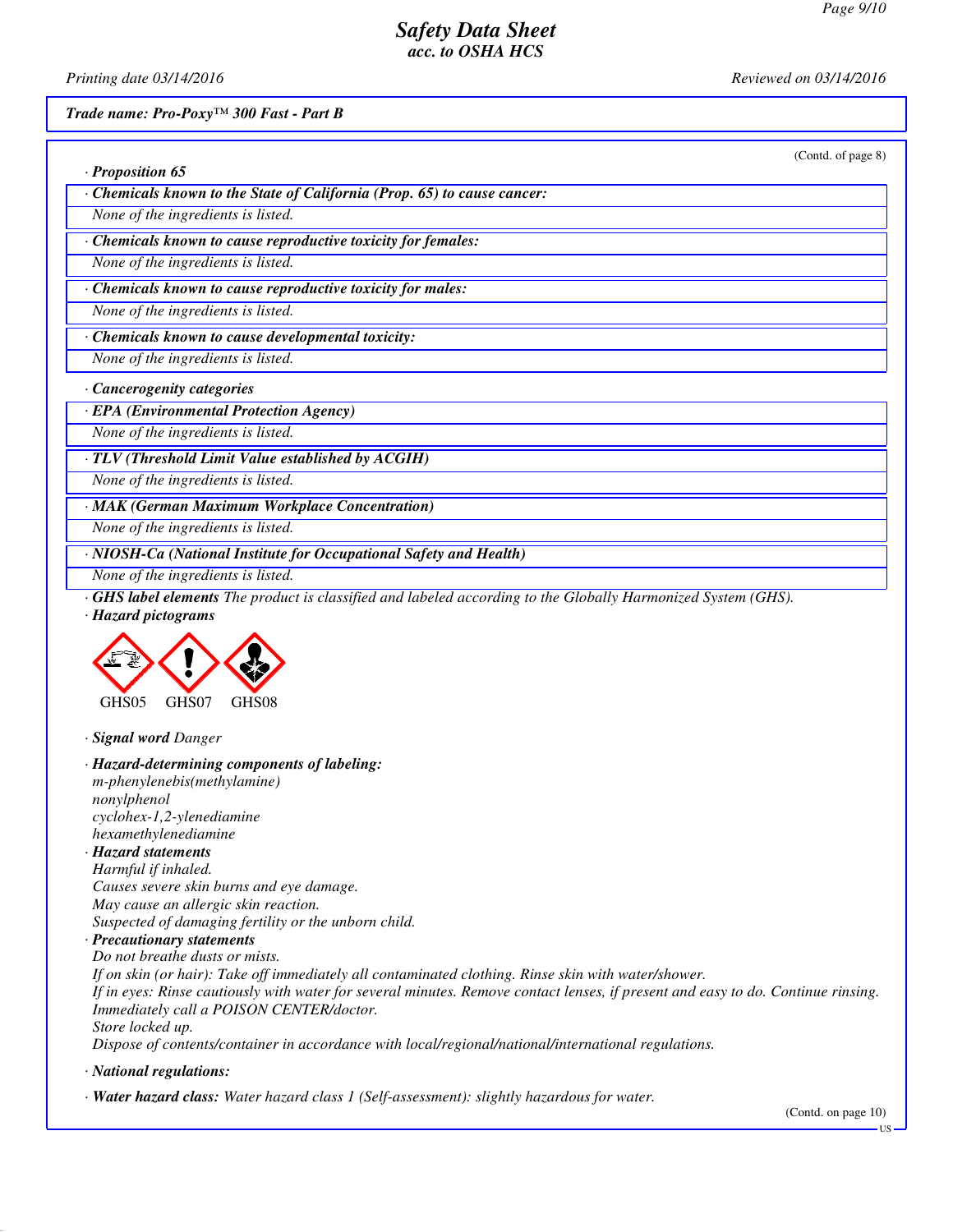*Trade name: Pro-Poxy™ 300 Fast - Part B*

(Contd. of page 8)

· **Proposition 65**

· **Chemicals known to the State of California (Prop. 65) to cause cancer:**

None of the ingredients is listed.

· **Chemicals known to cause reproductive toxicity for females:**

None of the ingredients is listed.

· **Chemicals known to cause reproductive toxicity for males:**

None of the ingredients is listed.

· **Chemicals known to cause developmental toxicity:**

None of the ingredients is listed.

· **Cancerogenity categories**

· **EPA (Environmental Protection Agency)**

None of the ingredients is listed.

· **TLV (Threshold Limit Value established by ACGIH)**

None of the ingredients is listed.

· **MAK (German Maximum Workplace Concentration)**

None of the ingredients is listed.

· **NIOSH-Ca (National Institute for Occupational Safety and Health)**

None of the ingredients is listed.

· **GHS label elements** The product is classified and labeled according to the Globally Harmonized System (GHS).

· **Hazard pictograms**

GHS05 GHS07 GHS08

· **Signal word** Danger

· **Hazard-determining components of labeling:**

m-phenylenebis(methylamine)
nonylphenol
cyclohex-1,2-ylenediamine
hexamethylenediamine

· **Hazard statements**

Harmful if inhaled.
Causes severe skin burns and eye damage.
May cause an allergic skin reaction.
Suspected of damaging fertility or the unborn child.

· **Precautionary statements**

Do not breathe dusts or mists.
If on skin (or hair): Take off immediately all contaminated clothing. Rinse skin with water/shower.
If in eyes: Rinse cautiously with water for several minutes. Remove contact lenses, if present and easy to do. Continue rinsing.
Immediately call a POISON CENTER/doctor.
Store locked up.
Dispose of contents/container in accordance with local/regional/national/international regulations.

· **National regulations:**

· **Water hazard class:** Water hazard class 1 (Self-assessment): slightly hazardous for water.

(Contd. on page 10)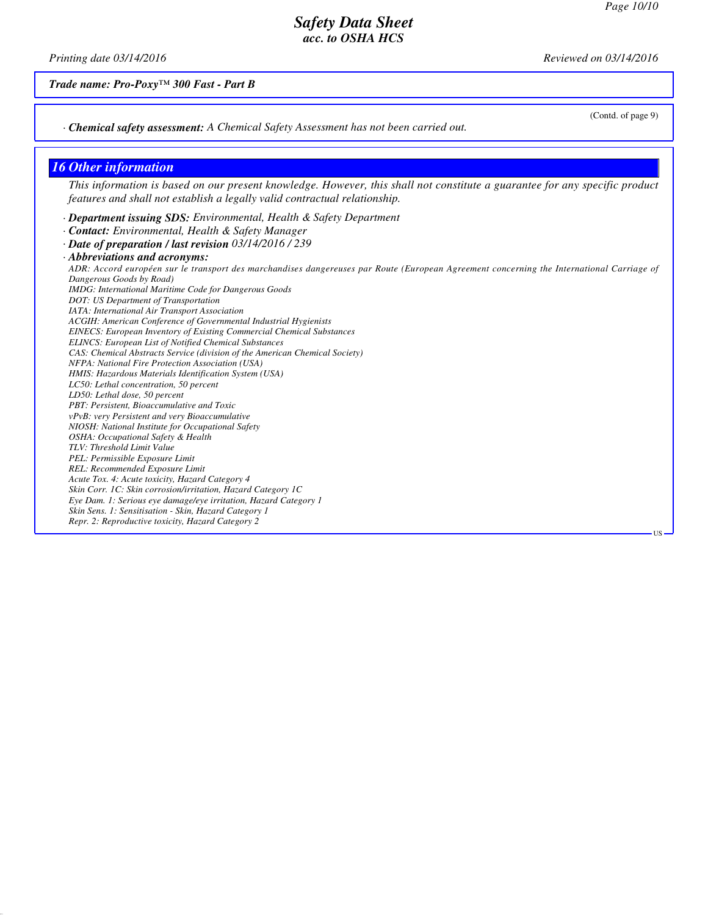(Contd. of page 9)

· ***Chemical safety assessment:*** *A Chemical Safety Assessment has not been carried out.*

## 16 Other information

*This information is based on our present knowledge. However, this shall not constitute a guarantee for any specific product features and shall not establish a legally valid contractual relationship.*

· ***Department issuing SDS:*** *Environmental, Health & Safety Department*
· ***Contact:*** *Environmental, Health & Safety Manager*
· ***Date of preparation / last revision*** *03/14/2016 / 239*
· ***Abbreviations and acronyms:***
*ADR: Accord européen sur le transport des marchandises dangereuses par Route (European Agreement concerning the International Carriage of Dangerous Goods by Road)*
*IMDG: International Maritime Code for Dangerous Goods*
*DOT: US Department of Transportation*
*IATA: International Air Transport Association*
*ACGIH: American Conference of Governmental Industrial Hygienists*
*EINECS: European Inventory of Existing Commercial Chemical Substances*
*ELINCS: European List of Notified Chemical Substances*
*CAS: Chemical Abstracts Service (division of the American Chemical Society)*
*NFPA: National Fire Protection Association (USA)*
*HMIS: Hazardous Materials Identification System (USA)*
*LC50: Lethal concentration, 50 percent*
*LD50: Lethal dose, 50 percent*
*PBT: Persistent, Bioaccumulative and Toxic*
*vPvB: very Persistent and very Bioaccumulative*
*NIOSH: National Institute for Occupational Safety*
*OSHA: Occupational Safety & Health*
*TLV: Threshold Limit Value*
*PEL: Permissible Exposure Limit*
*REL: Recommended Exposure Limit*
*Acute Tox. 4: Acute toxicity, Hazard Category 4*
*Skin Corr. 1C: Skin corrosion/irritation, Hazard Category 1C*
*Eye Dam. 1: Serious eye damage/eye irritation, Hazard Category 1*
*Skin Sens. 1: Sensitisation - Skin, Hazard Category 1*
*Repr. 2: Reproductive toxicity, Hazard Category 2*